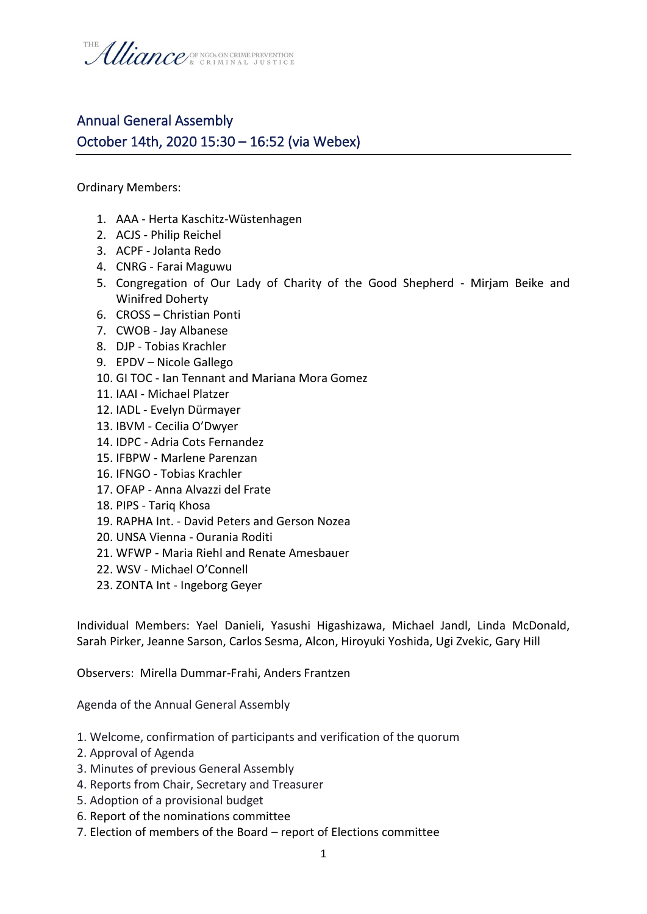THE *Alliance* OF NGOs ON CRIME PREVENTION & CRIMINAL JUSTICE

## Annual General Assembly
## October 14th, 2020 15:30 – 16:52 (via Webex)

Ordinary Members:

1. AAA - Herta Kaschitz-Wüstenhagen
2. ACJS - Philip Reichel
3. ACPF - Jolanta Redo
4. CNRG - Farai Maguwu
5. Congregation of Our Lady of Charity of the Good Shepherd - Mirjam Beike and Winifred Doherty
6. CROSS – Christian Ponti
7. CWOB - Jay Albanese
8. DJP - Tobias Krachler
9. EPDV – Nicole Gallego
10. GI TOC - Ian Tennant and Mariana Mora Gomez
11. IAAI - Michael Platzer
12. IADL - Evelyn Dürmayer
13. IBVM - Cecilia O'Dwyer
14. IDPC - Adria Cots Fernandez
15. IFBPW - Marlene Parenzan
16. IFNGO - Tobias Krachler
17. OFAP - Anna Alvazzi del Frate
18. PIPS - Tariq Khosa
19. RAPHA Int. - David Peters and Gerson Nozea
20. UNSA Vienna - Ourania Roditi
21. WFWP - Maria Riehl and Renate Amesbauer
22. WSV - Michael O'Connell
23. ZONTA Int - Ingeborg Geyer

Individual Members: Yael Danieli, Yasushi Higashizawa, Michael Jandl, Linda McDonald, Sarah Pirker, Jeanne Sarson, Carlos Sesma, Alcon, Hiroyuki Yoshida, Ugi Zvekic, Gary Hill

Observers: Mirella Dummar-Frahi, Anders Frantzen

Agenda of the Annual General Assembly

1. Welcome, confirmation of participants and verification of the quorum
2. Approval of Agenda
3. Minutes of previous General Assembly
4. Reports from Chair, Secretary and Treasurer
5. Adoption of a provisional budget
6. Report of the nominations committee
7. Election of members of the Board – report of Elections committee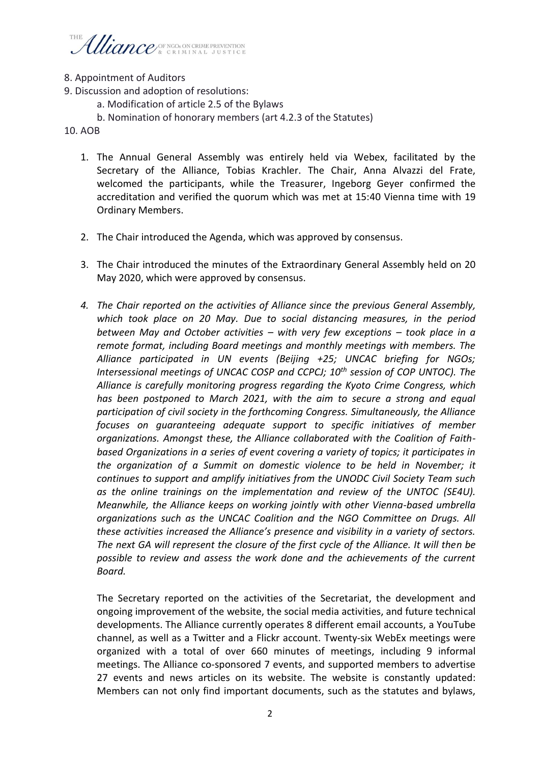8. Appointment of Auditors
9. Discussion and adoption of resolutions:
    a. Modification of article 2.5 of the Bylaws
    b. Nomination of honorary members (art 4.2.3 of the Statutes)
10. AOB

1. The Annual General Assembly was entirely held via Webex, facilitated by the Secretary of the Alliance, Tobias Krachler. The Chair, Anna Alvazzi del Frate, welcomed the participants, while the Treasurer, Ingeborg Geyer confirmed the accreditation and verified the quorum which was met at 15:40 Vienna time with 19 Ordinary Members.

2. The Chair introduced the Agenda, which was approved by consensus.

3. The Chair introduced the minutes of the Extraordinary General Assembly held on 20 May 2020, which were approved by consensus.

4. *The Chair reported on the activities of Alliance since the previous General Assembly, which took place on 20 May. Due to social distancing measures, in the period between May and October activities – with very few exceptions – took place in a remote format, including Board meetings and monthly meetings with members. The Alliance participated in UN events (Beijing +25; UNCAC briefing for NGOs; Intersessional meetings of UNCAC COSP and CCPCJ; 10th session of COP UNTOC). The Alliance is carefully monitoring progress regarding the Kyoto Crime Congress, which has been postponed to March 2021, with the aim to secure a strong and equal participation of civil society in the forthcoming Congress. Simultaneously, the Alliance focuses on guaranteeing adequate support to specific initiatives of member organizations. Amongst these, the Alliance collaborated with the Coalition of Faith-based Organizations in a series of event covering a variety of topics; it participates in the organization of a Summit on domestic violence to be held in November; it continues to support and amplify initiatives from the UNODC Civil Society Team such as the online trainings on the implementation and review of the UNTOC (SE4U). Meanwhile, the Alliance keeps on working jointly with other Vienna-based umbrella organizations such as the UNCAC Coalition and the NGO Committee on Drugs. All these activities increased the Alliance's presence and visibility in a variety of sectors. The next GA will represent the closure of the first cycle of the Alliance. It will then be possible to review and assess the work done and the achievements of the current Board.*

   The Secretary reported on the activities of the Secretariat, the development and ongoing improvement of the website, the social media activities, and future technical developments. The Alliance currently operates 8 different email accounts, a YouTube channel, as well as a Twitter and a Flickr account. Twenty-six WebEx meetings were organized with a total of over 660 minutes of meetings, including 9 informal meetings. The Alliance co-sponsored 7 events, and supported members to advertise 27 events and news articles on its website. The website is constantly updated: Members can not only find important documents, such as the statutes and bylaws,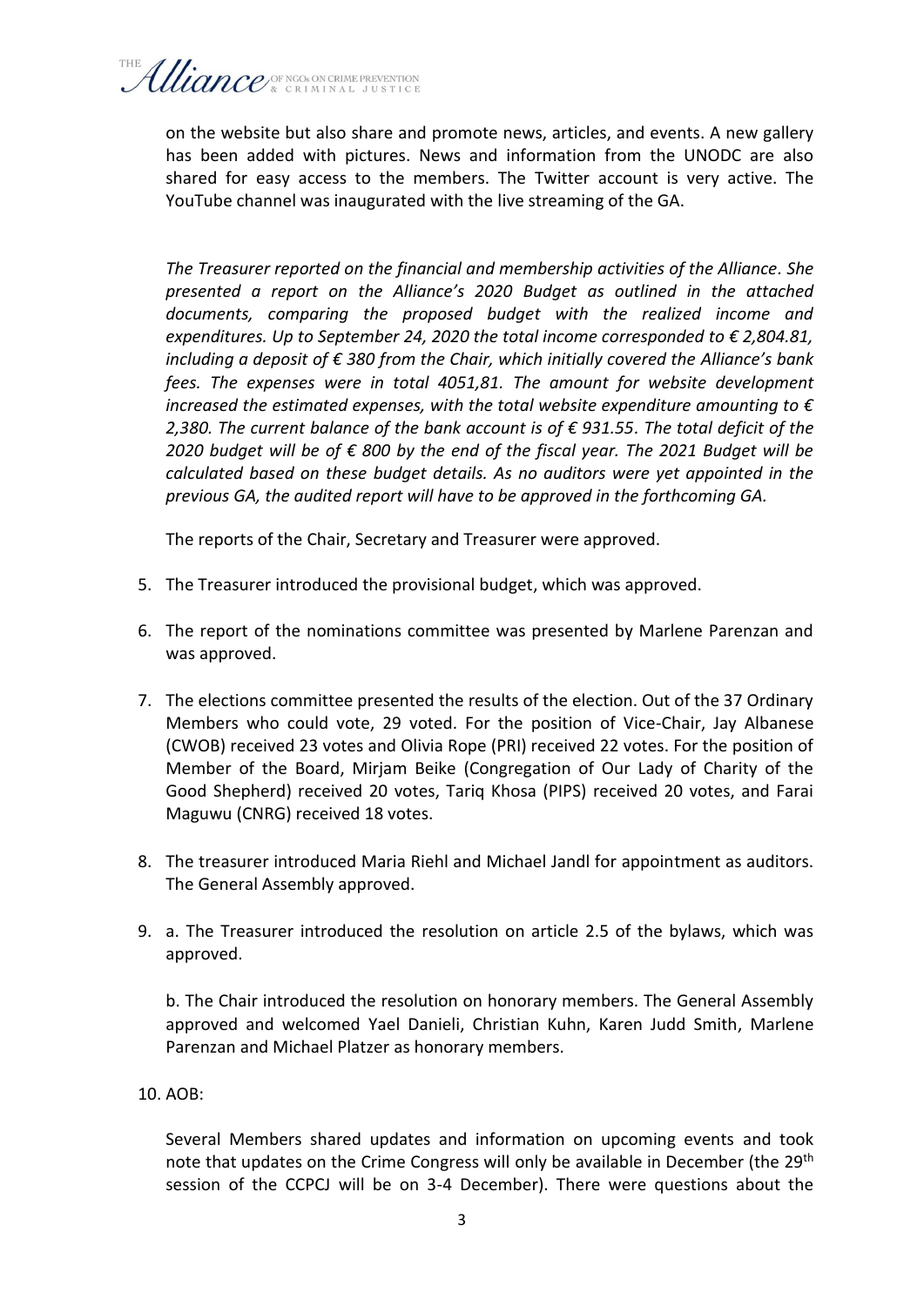on the website but also share and promote news, articles, and events. A new gallery has been added with pictures. News and information from the UNODC are also shared for easy access to the members. The Twitter account is very active. The YouTube channel was inaugurated with the live streaming of the GA.

*The Treasurer reported on the financial and membership activities of the Alliance. She presented a report on the Alliance's 2020 Budget as outlined in the attached documents, comparing the proposed budget with the realized income and expenditures. Up to September 24, 2020 the total income corresponded to € 2,804.81, including a deposit of € 380 from the Chair, which initially covered the Alliance's bank fees. The expenses were in total 4051,81. The amount for website development increased the estimated expenses, with the total website expenditure amounting to € 2,380. The current balance of the bank account is of € 931.55. The total deficit of the 2020 budget will be of € 800 by the end of the fiscal year. The 2021 Budget will be calculated based on these budget details. As no auditors were yet appointed in the previous GA, the audited report will have to be approved in the forthcoming GA.*

The reports of the Chair, Secretary and Treasurer were approved.

5. The Treasurer introduced the provisional budget, which was approved.

6. The report of the nominations committee was presented by Marlene Parenzan and was approved.

7. The elections committee presented the results of the election. Out of the 37 Ordinary Members who could vote, 29 voted. For the position of Vice-Chair, Jay Albanese (CWOB) received 23 votes and Olivia Rope (PRI) received 22 votes. For the position of Member of the Board, Mirjam Beike (Congregation of Our Lady of Charity of the Good Shepherd) received 20 votes, Tariq Khosa (PIPS) received 20 votes, and Farai Maguwu (CNRG) received 18 votes.

8. The treasurer introduced Maria Riehl and Michael Jandl for appointment as auditors. The General Assembly approved.

9. a. The Treasurer introduced the resolution on article 2.5 of the bylaws, which was approved.

   b. The Chair introduced the resolution on honorary members. The General Assembly approved and welcomed Yael Danieli, Christian Kuhn, Karen Judd Smith, Marlene Parenzan and Michael Platzer as honorary members.

10. AOB:

    Several Members shared updates and information on upcoming events and took note that updates on the Crime Congress will only be available in December (the 29th session of the CCPCJ will be on 3-4 December). There were questions about the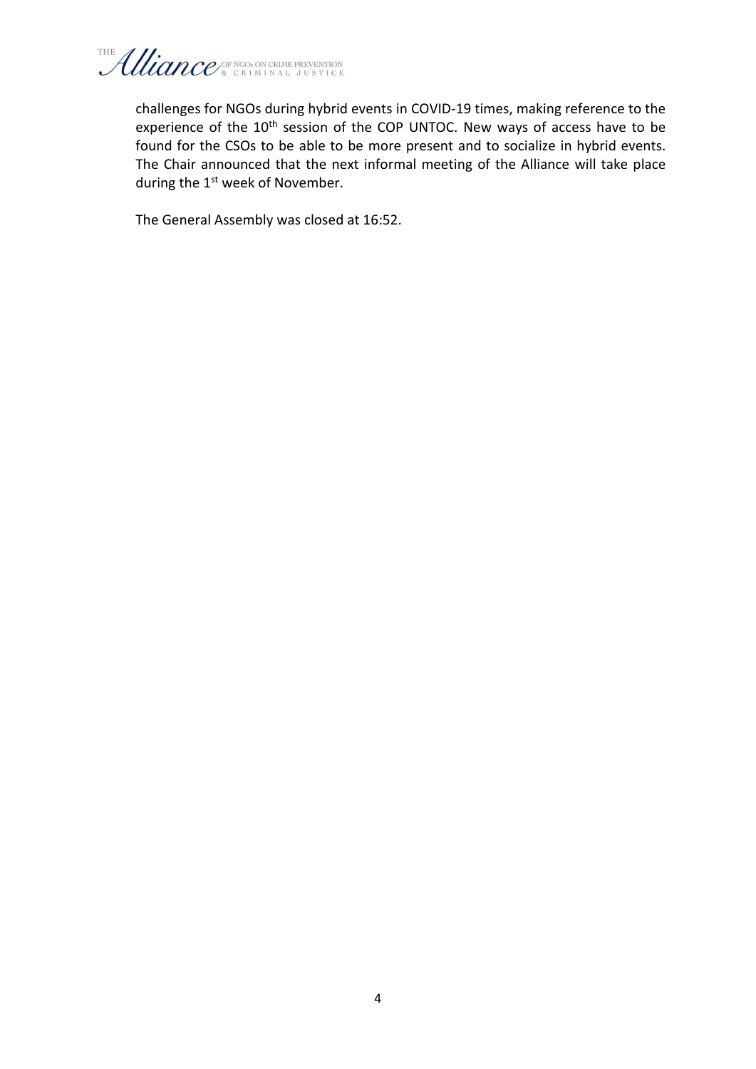challenges for NGOs during hybrid events in COVID-19 times, making reference to the experience of the 10th session of the COP UNTOC. New ways of access have to be found for the CSOs to be able to be more present and to socialize in hybrid events. The Chair announced that the next informal meeting of the Alliance will take place during the 1st week of November.

The General Assembly was closed at 16:52.